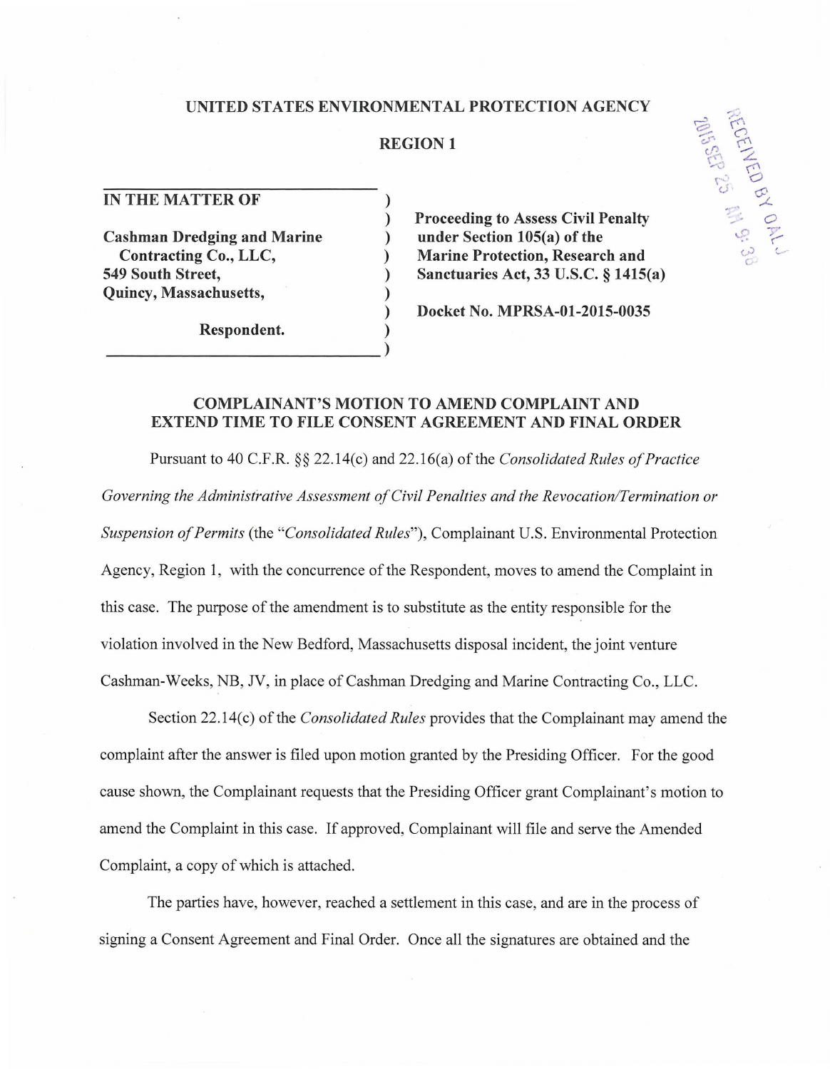**UNITED STATES ENVIRONMENTAL PROTECTION AGENCY**

**REGION 1**

RECEIVED BY OALJ
2015 SEP 25 AM 9:38

| | | |
|---|---|---|
| **IN THE MATTER OF** | ) | |
| | ) | **Proceeding to Assess Civil Penalty** |
| **Cashman Dredging and Marine Contracting Co., LLC,** | ) | **under Section 105(a) of the** |
| **549 South Street,** | ) | **Marine Protection, Research and** |
| **Quincy, Massachusetts,** | ) | **Sanctuaries Act, 33 U.S.C. § 1415(a)** |
| | ) | |
| | ) | **Docket No. MPRSA-01-2015-0035** |
| **Respondent.** | ) | |
| | ) | |

## COMPLAINANT'S MOTION TO AMEND COMPLAINT AND EXTEND TIME TO FILE CONSENT AGREEMENT AND FINAL ORDER

Pursuant to 40 C.F.R. §§ 22.14(c) and 22.16(a) of the *Consolidated Rules of Practice Governing the Administrative Assessment of Civil Penalties and the Revocation/Termination or Suspension of Permits* (the "*Consolidated Rules*"), Complainant U.S. Environmental Protection Agency, Region 1, with the concurrence of the Respondent, moves to amend the Complaint in this case. The purpose of the amendment is to substitute as the entity responsible for the violation involved in the New Bedford, Massachusetts disposal incident, the joint venture Cashman-Weeks, NB, JV, in place of Cashman Dredging and Marine Contracting Co., LLC.

Section 22.14(c) of the *Consolidated Rules* provides that the Complainant may amend the complaint after the answer is filed upon motion granted by the Presiding Officer. For the good cause shown, the Complainant requests that the Presiding Officer grant Complainant's motion to amend the Complaint in this case. If approved, Complainant will file and serve the Amended Complaint, a copy of which is attached.

The parties have, however, reached a settlement in this case, and are in the process of signing a Consent Agreement and Final Order. Once all the signatures are obtained and the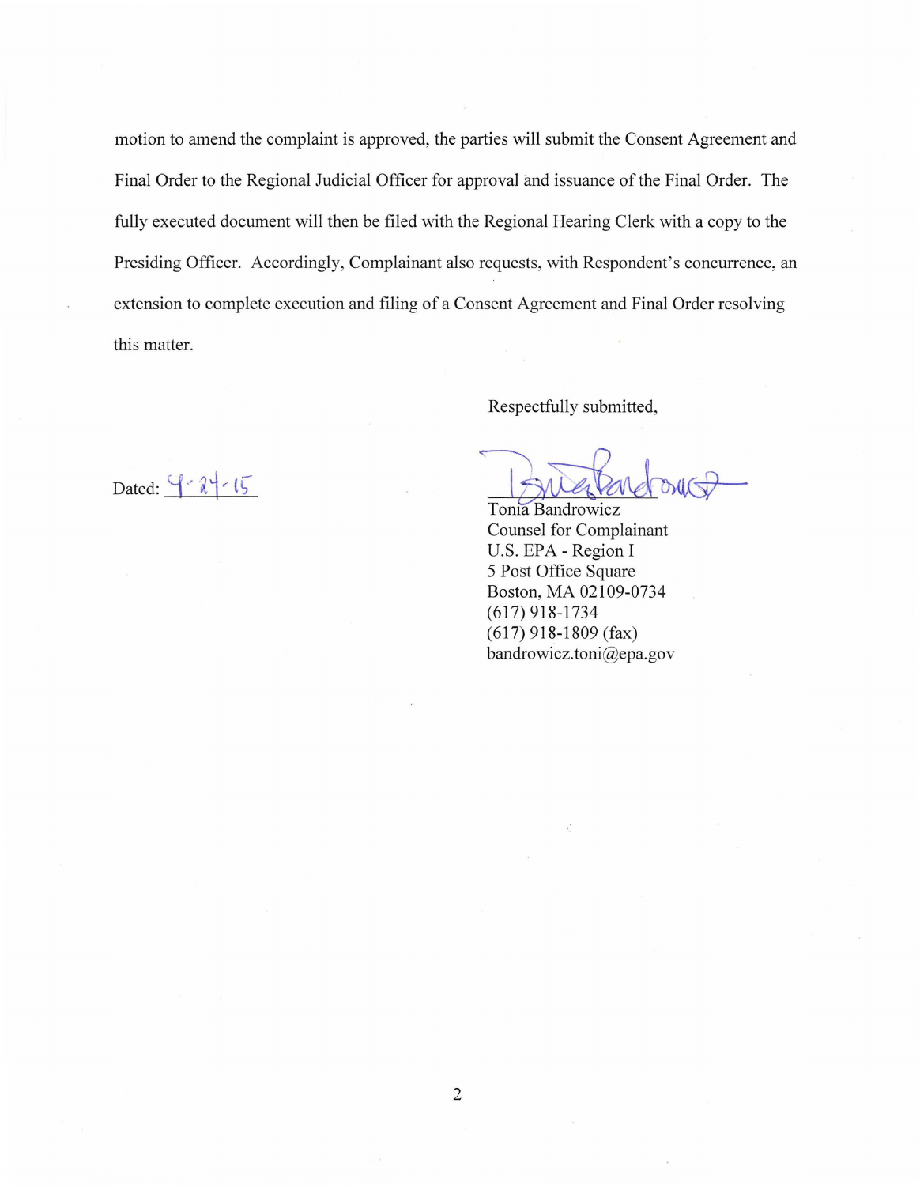motion to amend the complaint is approved, the parties will submit the Consent Agreement and Final Order to the Regional Judicial Officer for approval and issuance of the Final Order. The fully executed document will then be filed with the Regional Hearing Clerk with a copy to the Presiding Officer. Accordingly, Complainant also requests, with Respondent's concurrence, an extension to complete execution and filing of a Consent Agreement and Final Order resolving this matter.

Respectfully submitted,

Dated: 9-24-15

Tonia Bandrowicz
Counsel for Complainant
U.S. EPA - Region I
5 Post Office Square
Boston, MA 02109-0734
(617) 918-1734
(617) 918-1809 (fax)
bandrowicz.toni@epa.gov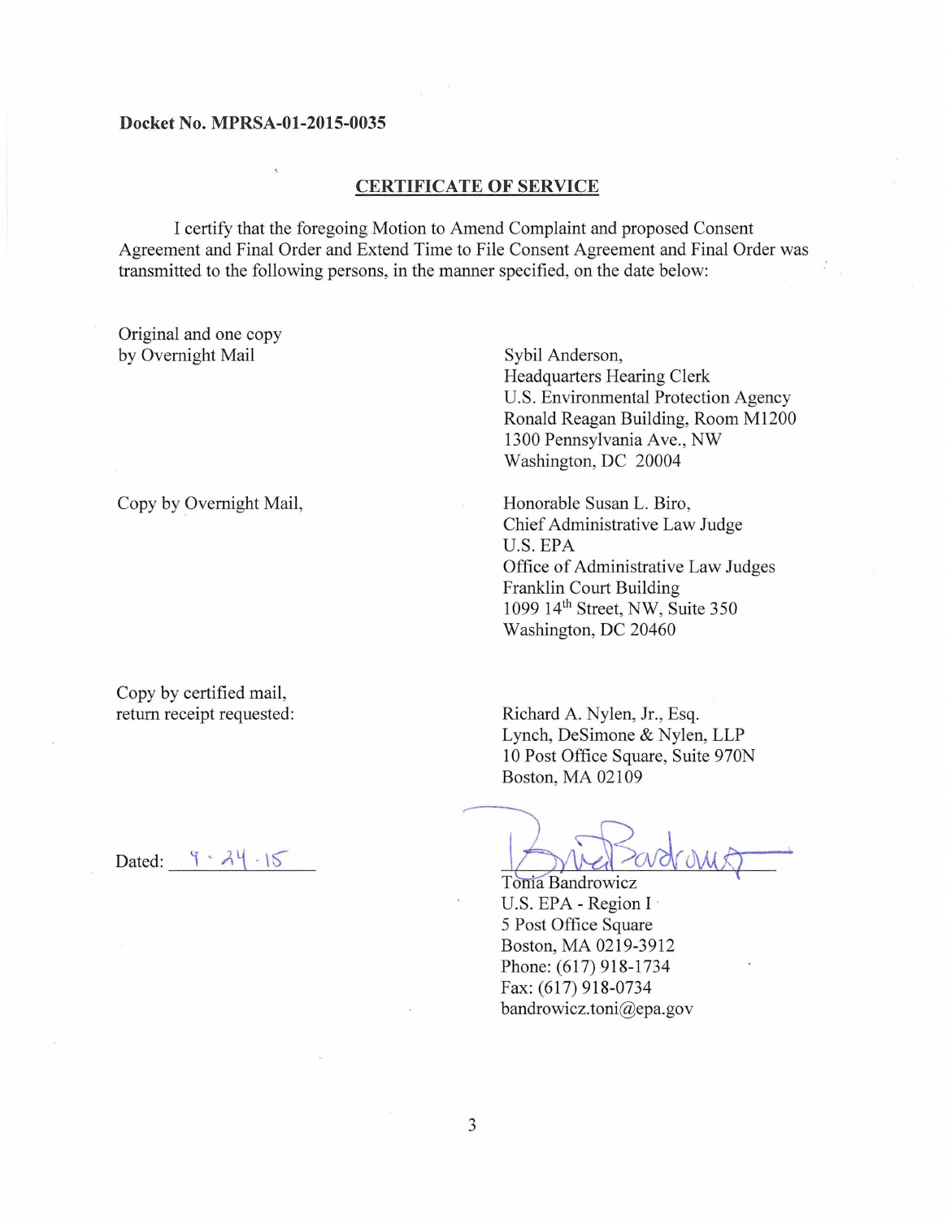**Docket No. MPRSA-01-2015-0035**

## CERTIFICATE OF SERVICE

I certify that the foregoing Motion to Amend Complaint and proposed Consent Agreement and Final Order and Extend Time to File Consent Agreement and Final Order was transmitted to the following persons, in the manner specified, on the date below:

Original and one copy by Overnight Mail

Sybil Anderson,
Headquarters Hearing Clerk
U.S. Environmental Protection Agency
Ronald Reagan Building, Room M1200
1300 Pennsylvania Ave., NW
Washington, DC 20004

Copy by Overnight Mail,

Honorable Susan L. Biro,
Chief Administrative Law Judge
U.S. EPA
Office of Administrative Law Judges
Franklin Court Building
1099 14th Street, NW, Suite 350
Washington, DC 20460

Copy by certified mail, return receipt requested:

Richard A. Nylen, Jr., Esq.
Lynch, DeSimone & Nylen, LLP
10 Post Office Square, Suite 970N
Boston, MA 02109

Dated: 9 · 24 · 15

Tonia Bandrowicz
U.S. EPA - Region I
5 Post Office Square
Boston, MA 0219-3912
Phone: (617) 918-1734
Fax: (617) 918-0734
bandrowicz.toni@epa.gov